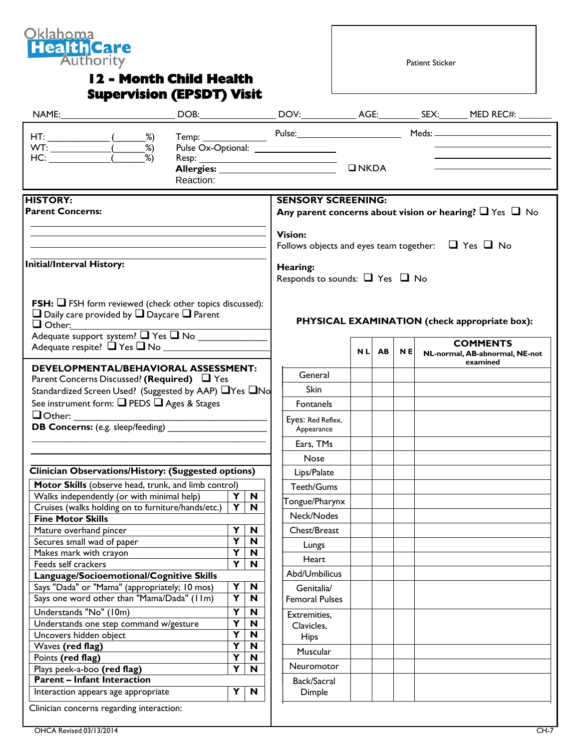Oklahoma HealthCare Authority

# 12 - Month Child Health Supervision (EPSDT) Visit

Patient Sticker

NAME:______________________ DOB:______________ DOV:__________ AGE:________ SEX:_____ MED REC#: _______

HT: ____________ (______%)
WT: ____________(______%)
HC: ____________(______%)

Temp: ____________
Pulse Ox-Optional: ____________
Resp: ____________
**Allergies:** ____________________ ❑ NKDA
Reaction:

Pulse:____________________

Meds: ____________________

## HISTORY:

**Parent Concerns:**

______________________________________________

______________________________________________

______________________________________________

**Initial/Interval History:**

**FSH:** ❑ FSH form reviewed (check other topics discussed):
❑ Daily care provided by ❑ Daycare ❑ Parent
❑ Other:
Adequate support system? ❑ Yes ❑ No ____________
Adequate respite? ❑ Yes ❑ No ____________________

## DEVELOPMENTAL/BEHAVIORAL ASSESSMENT:

Parent Concerns Discussed? **(Required)** ❑ Yes
Standardized Screen Used? (Suggested by AAP) ❑Yes ❑No
See instrument form: ❑ PEDS ❑ Ages & Stages
❑Other: ______________________________________
**DB Concerns:** (e.g. sleep/feeding) __________________

______________________________________________

______________________________________________

**Clinician Observations/History: (Suggested options)**

| **Motor Skills** (observe head, trunk, and limb control) | | |
|---|---|---|
| Walks independently (or with minimal help) | Y | N |
| Cruises (walks holding on to furniture/hands/etc.) | Y | N |
| **Fine Motor Skills** | | |
| Mature overhand pincer | Y | N |
| Secures small wad of paper | Y | N |
| Makes mark with crayon | Y | N |
| Feeds self crackers | Y | N |
| **Language/Socioemotional/Cognitive Skills** | | |
| Says "Dada" or "Mama" (appropriately; 10 mos) | Y | N |
| Says one word other than "Mama/Dada" (11m) | Y | N |
| Understands "No" (10m) | Y | N |
| Understands one step command w/gesture | Y | N |
| Uncovers hidden object | Y | N |
| Waves **(red flag)** | Y | N |
| Points **(red flag)** | Y | N |
| Plays peek-a-boo **(red flag)** | Y | N |
| **Parent – Infant Interaction** | | |
| Interaction appears age appropriate | Y | N |

Clinician concerns regarding interaction:

## SENSORY SCREENING:

**Any parent concerns about vision or hearing?** ❑ Yes ❑ No

**Vision:**
Follows objects and eyes team together: ❑ Yes ❑ No

**Hearing:**
Responds to sounds: ❑ Yes ❑ No

## PHYSICAL EXAMINATION (check appropriate box):

| | NL | AB | NE | **COMMENTS** NL-normal, AB-abnormal, NE-not examined |
|---|---|---|---|---|
| General | | | | |
| Skin | | | | |
| Fontanels | | | | |
| Eyes: Red Reflex, Appearance | | | | |
| Ears, TMs | | | | |
| Nose | | | | |
| Lips/Palate | | | | |
| Teeth/Gums | | | | |
| Tongue/Pharynx | | | | |
| Neck/Nodes | | | | |
| Chest/Breast | | | | |
| Lungs | | | | |
| Heart | | | | |
| Abd/Umbilicus | | | | |
| Genitalia/ Femoral Pulses | | | | |
| Extremities, Clavicles, Hips | | | | |
| Muscular | | | | |
| Neuromotor | | | | |
| Back/Sacral Dimple | | | | |

OHCA Revised 03/13/2014 CH-7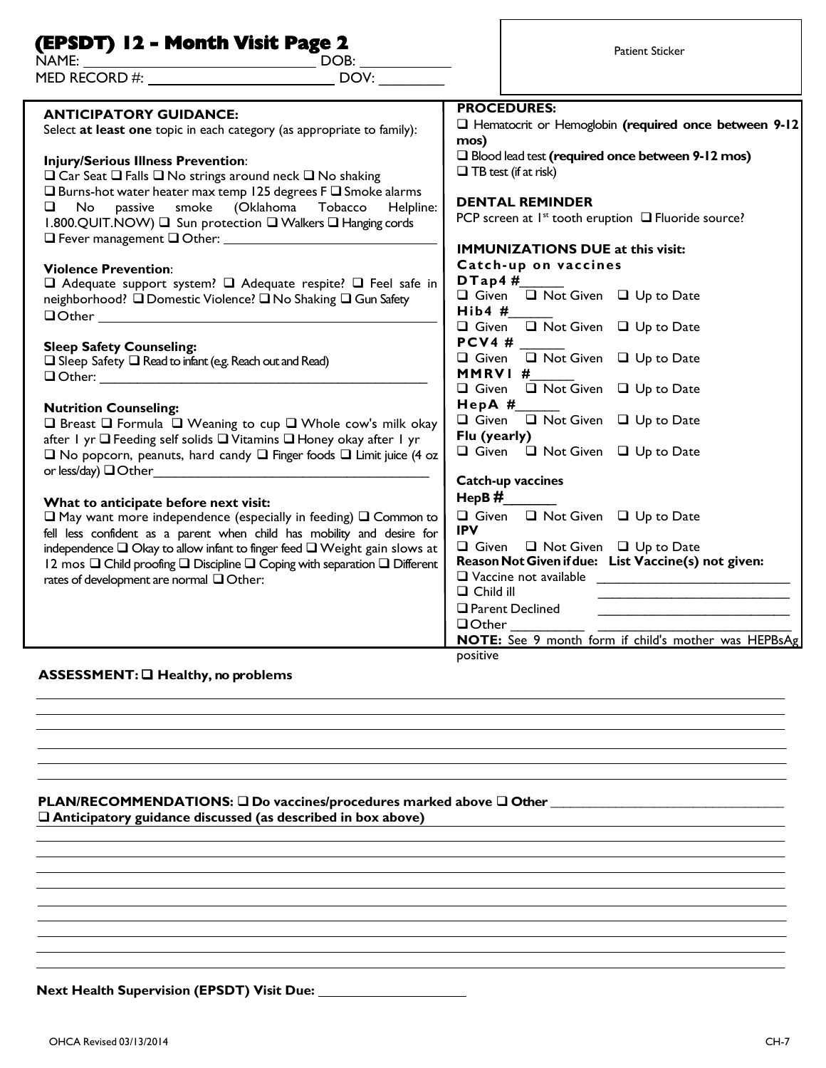# (EPSDT) 12 - Month Visit Page 2

NAME: ______________________________ DOB: ___________

MED RECORD #: ______________________ DOV: ________

Patient Sticker

## ANTICIPATORY GUIDANCE:

Select **at least one** topic in each category (as appropriate to family):

**Injury/Serious Illness Prevention**:
❑ Car Seat ❑ Falls ❑ No strings around neck ❑ No shaking ❑ Burns-hot water heater max temp 125 degrees F ❑ Smoke alarms ❑ No passive smoke (Oklahoma Tobacco Helpline: 1.800.QUIT.NOW) ❑ Sun protection ❑ Walkers ❑ Hanging cords ❑ Fever management ❑ Other: ______________

**Violence Prevention**:
❑ Adequate support system? ❑ Adequate respite? ❑ Feel safe in neighborhood? ❑ Domestic Violence? ❑ No Shaking ❑ Gun Safety ❑ Other ______________

**Sleep Safety Counseling:**
❑ Sleep Safety ❑ Read to infant (e.g. Reach out and Read)
❑ Other: ______________

**Nutrition Counseling:**
❑ Breast ❑ Formula ❑ Weaning to cup ❑ Whole cow's milk okay after 1 yr ❑ Feeding self solids ❑ Vitamins ❑ Honey okay after 1 yr ❑ No popcorn, peanuts, hard candy ❑ Finger foods ❑ Limit juice (4 oz or less/day) ❑ Other______________

**What to anticipate before next visit:**
❑ May want more independence (especially in feeding) ❑ Common to fell less confident as a parent when child has mobility and desire for independence ❑ Okay to allow infant to finger feed ❑ Weight gain slows at 12 mos ❑ Child proofing ❑ Discipline ❑ Coping with separation ❑ Different rates of development are normal ❑ Other:

## PROCEDURES:

❑ Hematocrit or Hemoglobin **(required once between 9-12 mos)**
❑ Blood lead test **(required once between 9-12 mos)**
❑ TB test (if at risk)

## DENTAL REMINDER

PCP screen at 1st tooth eruption ❑ Fluoride source?

## IMMUNIZATIONS DUE at this visit:

**Catch-up on vaccines**

**DTap4 #______**
❑ Given ❑ Not Given ❑ Up to Date

**Hib4 #______**
❑ Given ❑ Not Given ❑ Up to Date

**PCV4 # ______**
❑ Given ❑ Not Given ❑ Up to Date

**MMRV1 #______**
❑ Given ❑ Not Given ❑ Up to Date

**HepA #______**
❑ Given ❑ Not Given ❑ Up to Date

**Flu (yearly)**
❑ Given ❑ Not Given ❑ Up to Date

**Catch-up vaccines**

**HepB #______**
❑ Given ❑ Not Given ❑ Up to Date

**IPV**
❑ Given ❑ Not Given ❑ Up to Date

**Reason Not Given if due: List Vaccine(s) not given:**
❑ Vaccine not available ______________
❑ Child ill ______________
❑ Parent Declined ______________
❑ Other __________ ______________

**NOTE:** See 9 month form if child's mother was HEPBsAg positive

## ASSESSMENT: ❑ Healthy, no problems

______________________________________________

## PLAN/RECOMMENDATIONS: ❑ Do vaccines/procedures marked above ❑ Other ______________

**❑ Anticipatory guidance discussed (as described in box above)**

______________________________________________

**Next Health Supervision (EPSDT) Visit Due:** ______________

OHCA Revised 03/13/2014 CH-7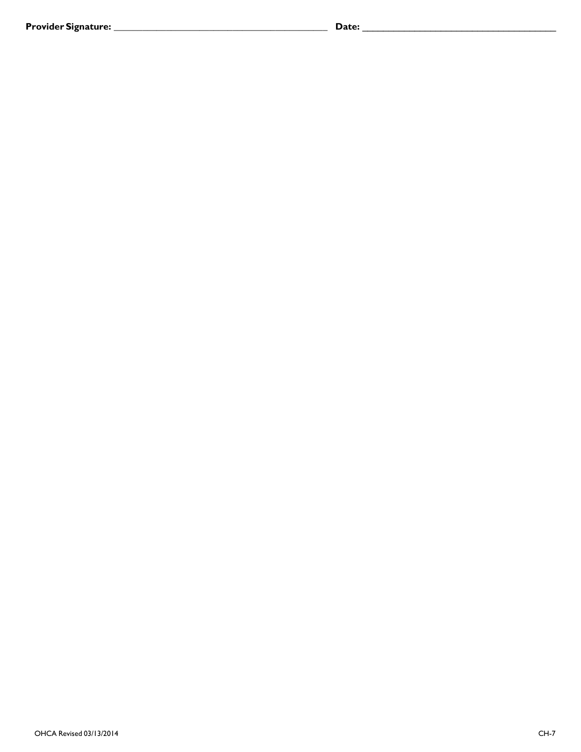**Provider Signature:** ___________________________________________ **Date:** ________________________________________